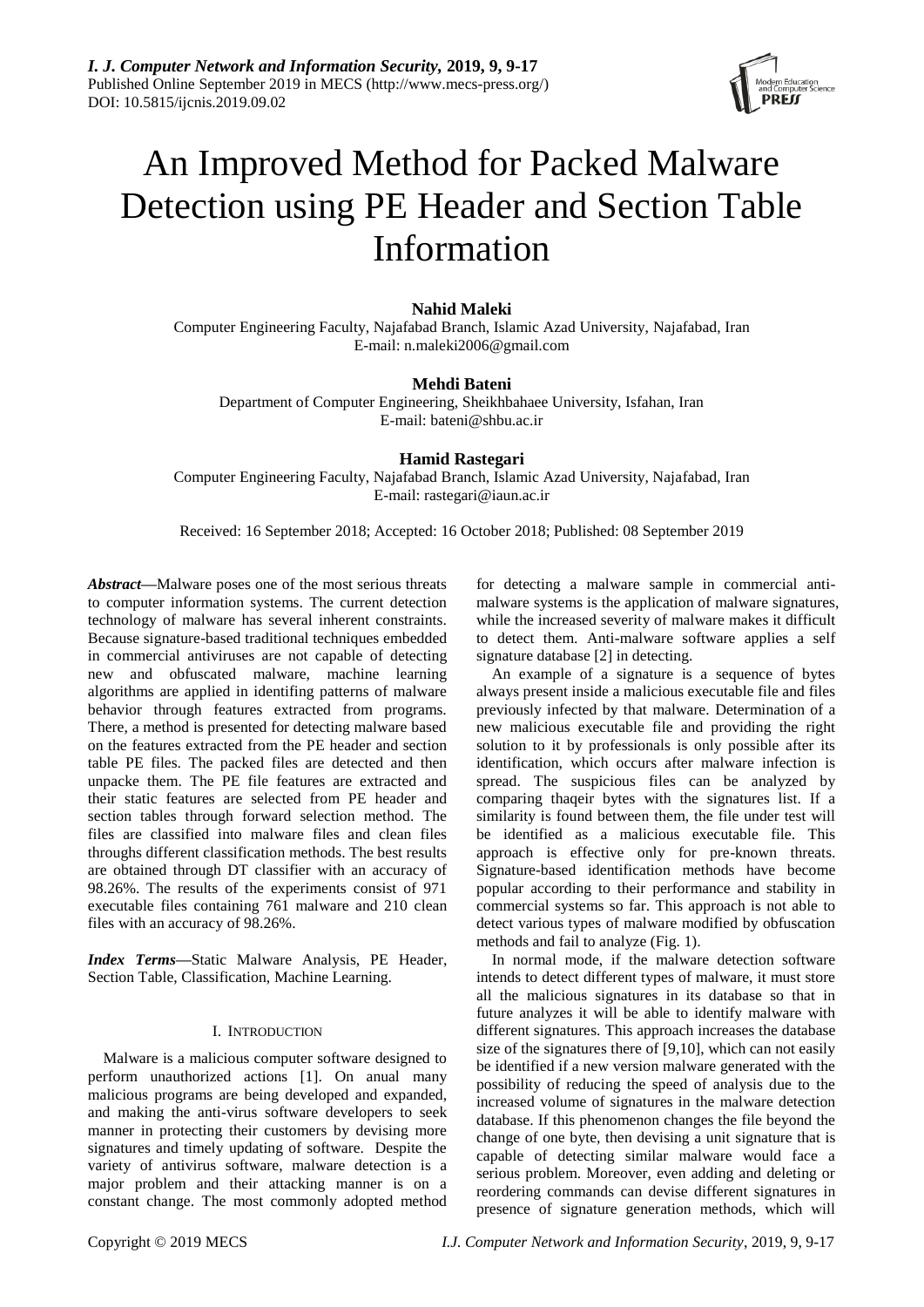# An Improved Method for Packed Malware Detection using PE Header and Section Table Information

**Nahid Maleki**

Computer Engineering Faculty, Najafabad Branch, Islamic Azad University, Najafabad, Iran
E-mail: n.maleki2006@gmail.com

**Mehdi Bateni**

Department of Computer Engineering, Sheikhbahaee University, Isfahan, Iran
E-mail: bateni@shbu.ac.ir

**Hamid Rastegari**

Computer Engineering Faculty, Najafabad Branch, Islamic Azad University, Najafabad, Iran
E-mail: rastegari@iaun.ac.ir

Received: 16 September 2018; Accepted: 16 October 2018; Published: 08 September 2019

***Abstract*—**Malware poses one of the most serious threats to computer information systems. The current detection technology of malware has several inherent constraints. Because signature-based traditional techniques embedded in commercial antiviruses are not capable of detecting new and obfuscated malware, machine learning algorithms are applied in identifing patterns of malware behavior through features extracted from programs. There, a method is presented for detecting malware based on the features extracted from the PE header and section table PE files. The packed files are detected and then unpacke them. The PE file features are extracted and their static features are selected from PE header and section tables through forward selection method. The files are classified into malware files and clean files throughs different classification methods. The best results are obtained through DT classifier with an accuracy of 98.26%. The results of the experiments consist of 971 executable files containing 761 malware and 210 clean files with an accuracy of 98.26%.

***Index Terms*—**Static Malware Analysis, PE Header, Section Table, Classification, Machine Learning.

## I. Introduction

Malware is a malicious computer software designed to perform unauthorized actions [1]. On anual many malicious programs are being developed and expanded, and making the anti-virus software developers to seek manner in protecting their customers by devising more signatures and timely updating of software. Despite the variety of antivirus software, malware detection is a major problem and their attacking manner is on a constant change. The most commonly adopted method for detecting a malware sample in commercial anti-malware systems is the application of malware signatures, while the increased severity of malware makes it difficult to detect them. Anti-malware software applies a self signature database [2] in detecting.

An example of a signature is a sequence of bytes always present inside a malicious executable file and files previously infected by that malware. Determination of a new malicious executable file and providing the right solution to it by professionals is only possible after its identification, which occurs after malware infection is spread. The suspicious files can be analyzed by comparing thaqeir bytes with the signatures list. If a similarity is found between them, the file under test will be identified as a malicious executable file. This approach is effective only for pre-known threats. Signature-based identification methods have become popular according to their performance and stability in commercial systems so far. This approach is not able to detect various types of malware modified by obfuscation methods and fail to analyze (Fig. 1).

In normal mode, if the malware detection software intends to detect different types of malware, it must store all the malicious signatures in its database so that in future analyzes it will be able to identify malware with different signatures. This approach increases the database size of the signatures there of [9,10], which can not easily be identified if a new version malware generated with the possibility of reducing the speed of analysis due to the increased volume of signatures in the malware detection database. If this phenomenon changes the file beyond the change of one byte, then devising a unit signature that is capable of detecting similar malware would face a serious problem. Moreover, even adding and deleting or reordering commands can devise different signatures in presence of signature generation methods, which will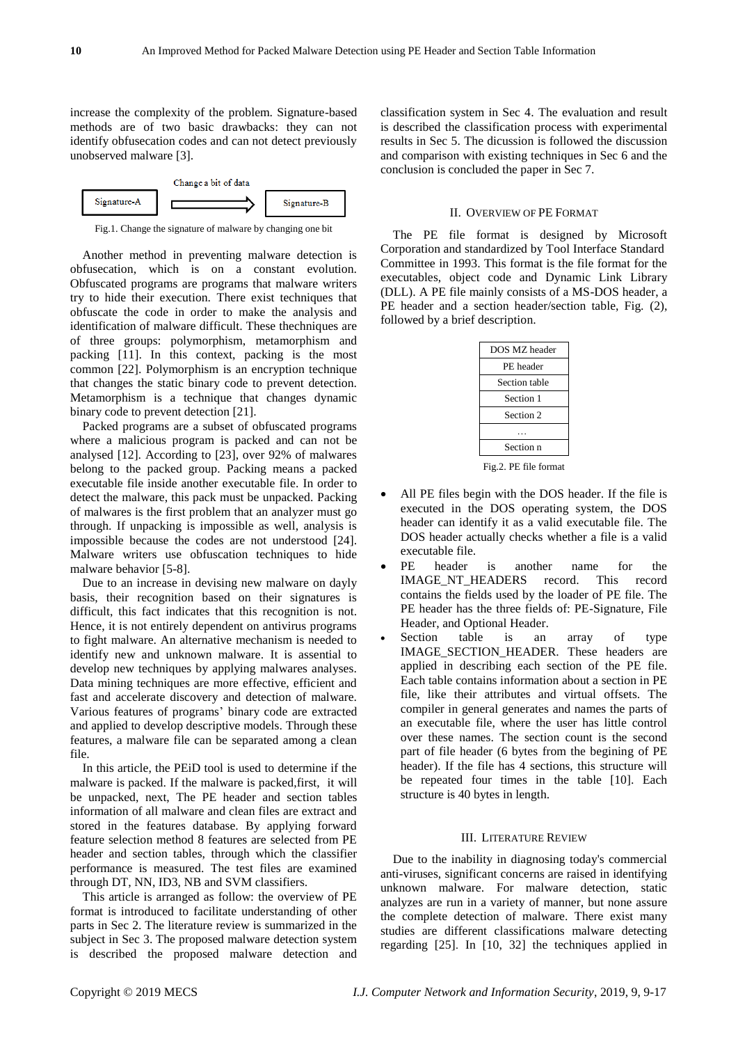increase the complexity of the problem. Signature-based methods are of two basic drawbacks: they can not identify obfusecation codes and can not detect previously unobserved malware [3].

| Signature-A | Change a bit of data ⟹ | Signature-B |
|---|---|---|

Fig.1. Change the signature of malware by changing one bit

Another method in preventing malware detection is obfusecation, which is on a constant evolution. Obfuscated programs are programs that malware writers try to hide their execution. There exist techniques that obfuscate the code in order to make the analysis and identification of malware difficult. These thechniques are of three groups: polymorphism, metamorphism and packing [11]. In this context, packing is the most common [22]. Polymorphism is an encryption technique that changes the static binary code to prevent detection. Metamorphism is a technique that changes dynamic binary code to prevent detection [21].

Packed programs are a subset of obfuscated programs where a malicious program is packed and can not be analysed [12]. According to [23], over 92% of malwares belong to the packed group. Packing means a packed executable file inside another executable file. In order to detect the malware, this pack must be unpacked. Packing of malwares is the first problem that an analyzer must go through. If unpacking is impossible as well, analysis is impossible because the codes are not understood [24]. Malware writers use obfuscation techniques to hide malware behavior [5-8].

Due to an increase in devising new malware on dayly basis, their recognition based on their signatures is difficult, this fact indicates that this recognition is not. Hence, it is not entirely dependent on antivirus programs to fight malware. An alternative mechanism is needed to identify new and unknown malware. It is essential to develop new techniques by applying malwares analyses. Data mining techniques are more effective, efficient and fast and accelerate discovery and detection of malware. Various features of programs' binary code are extracted and applied to develop descriptive models. Through these features, a malware file can be separated among a clean file.

In this article, the PEiD tool is used to determine if the malware is packed. If the malware is packed,first, it will be unpacked, next, The PE header and section tables information of all malware and clean files are extract and stored in the features database. By applying forward feature selection method 8 features are selected from PE header and section tables, through which the classifier performance is measured. The test files are examined through DT, NN, ID3, NB and SVM classifiers.

This article is arranged as follow: the overview of PE format is introduced to facilitate understanding of other parts in Sec 2. The literature review is summarized in the subject in Sec 3. The proposed malware detection system is described the proposed malware detection and classification system in Sec 4. The evaluation and result is described the classification process with experimental results in Sec 5. The dicussion is followed the discussion and comparison with existing techniques in Sec 6 and the conclusion is concluded the paper in Sec 7.

## II. Overview of PE Format

The PE file format is designed by Microsoft Corporation and standardized by Tool Interface Standard Committee in 1993. This format is the file format for the executables, object code and Dynamic Link Library (DLL). A PE file mainly consists of a MS-DOS header, a PE header and a section header/section table, Fig. (2), followed by a brief description.

| DOS MZ header |
|---|
| PE header |
| Section table |
| Section 1 |
| Section 2 |
| … |
| Section n |

Fig.2. PE file format

- All PE files begin with the DOS header. If the file is executed in the DOS operating system, the DOS header can identify it as a valid executable file. The DOS header actually checks whether a file is a valid executable file.
- PE header is another name for the IMAGE_NT_HEADERS record. This record contains the fields used by the loader of PE file. The PE header has the three fields of: PE-Signature, File Header, and Optional Header.
- Section table is an array of type IMAGE_SECTION_HEADER. These headers are applied in describing each section of the PE file. Each table contains information about a section in PE file, like their attributes and virtual offsets. The compiler in general generates and names the parts of an executable file, where the user has little control over these names. The section count is the second part of file header (6 bytes from the begining of PE header). If the file has 4 sections, this structure will be repeated four times in the table [10]. Each structure is 40 bytes in length.

## III. Literature Review

Due to the inability in diagnosing today's commercial anti-viruses, significant concerns are raised in identifying unknown malware. For malware detection, static analyzes are run in a variety of manner, but none assure the complete detection of malware. There exist many studies are different classifications malware detecting regarding [25]. In [10, 32] the techniques applied in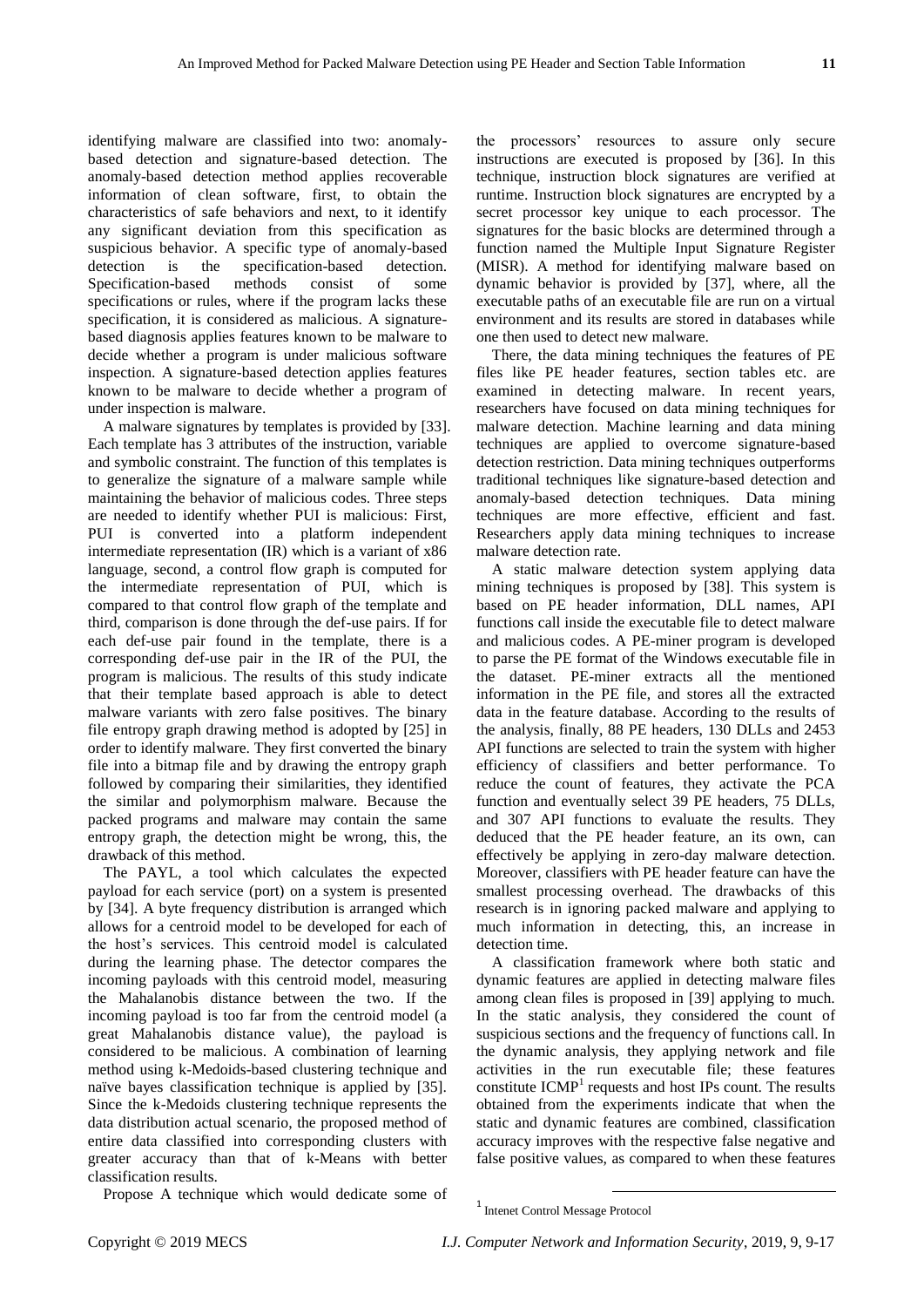identifying malware are classified into two: anomaly-based detection and signature-based detection. The anomaly-based detection method applies recoverable information of clean software, first, to obtain the characteristics of safe behaviors and next, to it identify any significant deviation from this specification as suspicious behavior. A specific type of anomaly-based detection is the specification-based detection. Specification-based methods consist of some specifications or rules, where if the program lacks these specification, it is considered as malicious. A signature-based diagnosis applies features known to be malware to decide whether a program is under malicious software inspection. A signature-based detection applies features known to be malware to decide whether a program of under inspection is malware.

A malware signatures by templates is provided by [33]. Each template has 3 attributes of the instruction, variable and symbolic constraint. The function of this templates is to generalize the signature of a malware sample while maintaining the behavior of malicious codes. Three steps are needed to identify whether PUI is malicious: First, PUI is converted into a platform independent intermediate representation (IR) which is a variant of x86 language, second, a control flow graph is computed for the intermediate representation of PUI, which is compared to that control flow graph of the template and third, comparison is done through the def-use pairs. If for each def-use pair found in the template, there is a corresponding def-use pair in the IR of the PUI, the program is malicious. The results of this study indicate that their template based approach is able to detect malware variants with zero false positives. The binary file entropy graph drawing method is adopted by [25] in order to identify malware. They first converted the binary file into a bitmap file and by drawing the entropy graph followed by comparing their similarities, they identified the similar and polymorphism malware. Because the packed programs and malware may contain the same entropy graph, the detection might be wrong, this, the drawback of this method.

The PAYL, a tool which calculates the expected payload for each service (port) on a system is presented by [34]. A byte frequency distribution is arranged which allows for a centroid model to be developed for each of the host's services. This centroid model is calculated during the learning phase. The detector compares the incoming payloads with this centroid model, measuring the Mahalanobis distance between the two. If the incoming payload is too far from the centroid model (a great Mahalanobis distance value), the payload is considered to be malicious. A combination of learning method using k-Medoids-based clustering technique and naïve bayes classification technique is applied by [35]. Since the k-Medoids clustering technique represents the data distribution actual scenario, the proposed method of entire data classified into corresponding clusters with greater accuracy than that of k-Means with better classification results.

Propose A technique which would dedicate some of the processors' resources to assure only secure instructions are executed is proposed by [36]. In this technique, instruction block signatures are verified at runtime. Instruction block signatures are encrypted by a secret processor key unique to each processor. The signatures for the basic blocks are determined through a function named the Multiple Input Signature Register (MISR). A method for identifying malware based on dynamic behavior is provided by [37], where, all the executable paths of an executable file are run on a virtual environment and its results are stored in databases while one then used to detect new malware.

There, the data mining techniques the features of PE files like PE header features, section tables etc. are examined in detecting malware. In recent years, researchers have focused on data mining techniques for malware detection. Machine learning and data mining techniques are applied to overcome signature-based detection restriction. Data mining techniques outperforms traditional techniques like signature-based detection and anomaly-based detection techniques. Data mining techniques are more effective, efficient and fast. Researchers apply data mining techniques to increase malware detection rate.

A static malware detection system applying data mining techniques is proposed by [38]. This system is based on PE header information, DLL names, API functions call inside the executable file to detect malware and malicious codes. A PE-miner program is developed to parse the PE format of the Windows executable file in the dataset. PE-miner extracts all the mentioned information in the PE file, and stores all the extracted data in the feature database. According to the results of the analysis, finally, 88 PE headers, 130 DLLs and 2453 API functions are selected to train the system with higher efficiency of classifiers and better performance. To reduce the count of features, they activate the PCA function and eventually select 39 PE headers, 75 DLLs, and 307 API functions to evaluate the results. They deduced that the PE header feature, an its own, can effectively be applying in zero-day malware detection. Moreover, classifiers with PE header feature can have the smallest processing overhead. The drawbacks of this research is in ignoring packed malware and applying to much information in detecting, this, an increase in detection time.

A classification framework where both static and dynamic features are applied in detecting malware files among clean files is proposed in [39] applying to much. In the static analysis, they considered the count of suspicious sections and the frequency of functions call. In the dynamic analysis, they applying network and file activities in the run executable file; these features constitute ICMP[1] requests and host IPs count. The results obtained from the experiments indicate that when the static and dynamic features are combined, classification accuracy improves with the respective false negative and false positive values, as compared to when these features

[1] Intenet Control Message Protocol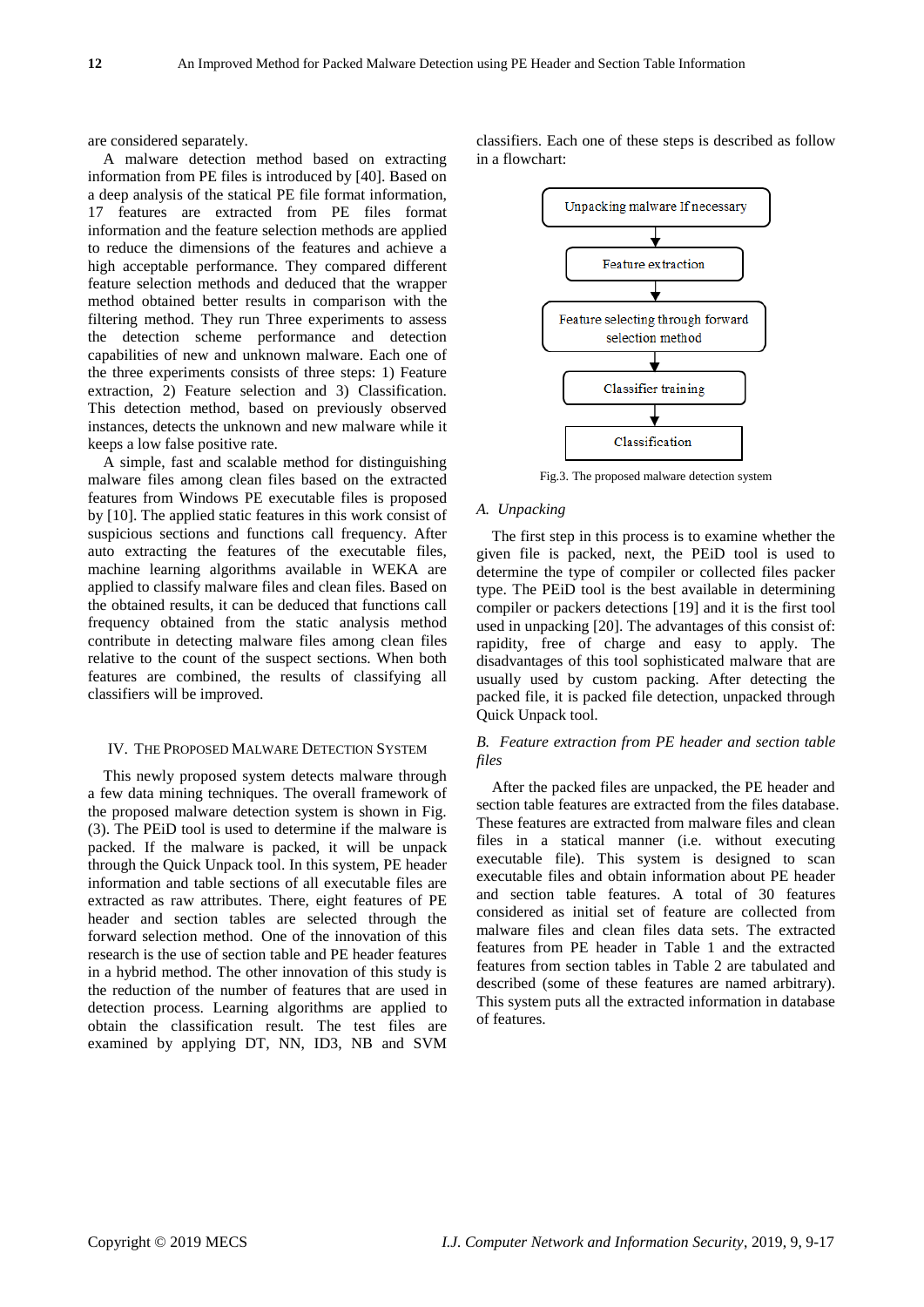are considered separately.

A malware detection method based on extracting information from PE files is introduced by [40]. Based on a deep analysis of the statical PE file format information, 17 features are extracted from PE files format information and the feature selection methods are applied to reduce the dimensions of the features and achieve a high acceptable performance. They compared different feature selection methods and deduced that the wrapper method obtained better results in comparison with the filtering method. They run Three experiments to assess the detection scheme performance and detection capabilities of new and unknown malware. Each one of the three experiments consists of three steps: 1) Feature extraction, 2) Feature selection and 3) Classification. This detection method, based on previously observed instances, detects the unknown and new malware while it keeps a low false positive rate.

A simple, fast and scalable method for distinguishing malware files among clean files based on the extracted features from Windows PE executable files is proposed by [10]. The applied static features in this work consist of suspicious sections and functions call frequency. After auto extracting the features of the executable files, machine learning algorithms available in WEKA are applied to classify malware files and clean files. Based on the obtained results, it can be deduced that functions call frequency obtained from the static analysis method contribute in detecting malware files among clean files relative to the count of the suspect sections. When both features are combined, the results of classifying all classifiers will be improved.

## IV. The Proposed Malware Detection System

This newly proposed system detects malware through a few data mining techniques. The overall framework of the proposed malware detection system is shown in Fig. (3). The PEiD tool is used to determine if the malware is packed. If the malware is packed, it will be unpack through the Quick Unpack tool. In this system, PE header information and table sections of all executable files are extracted as raw attributes. There, eight features of PE header and section tables are selected through the forward selection method. One of the innovation of this research is the use of section table and PE header features in a hybrid method. The other innovation of this study is the reduction of the number of features that are used in detection process. Learning algorithms are applied to obtain the classification result. The test files are examined by applying DT, NN, ID3, NB and SVM classifiers. Each one of these steps is described as follow in a flowchart:

Unpacking malware If necessary → Feature extraction → Feature selecting through forward selection method → Classifier training → Classification

Fig.3. The proposed malware detection system

### A. Unpacking

The first step in this process is to examine whether the given file is packed, next, the PEiD tool is used to determine the type of compiler or collected files packer type. The PEiD tool is the best available in determining compiler or packers detections [19] and it is the first tool used in unpacking [20]. The advantages of this consist of: rapidity, free of charge and easy to apply. The disadvantages of this tool sophisticated malware that are usually used by custom packing. After detecting the packed file, it is packed file detection, unpacked through Quick Unpack tool.

### B. Feature extraction from PE header and section table files

After the packed files are unpacked, the PE header and section table features are extracted from the files database. These features are extracted from malware files and clean files in a statical manner (i.e. without executing executable file). This system is designed to scan executable files and obtain information about PE header and section table features. A total of 30 features considered as initial set of feature are collected from malware files and clean files data sets. The extracted features from PE header in Table 1 and the extracted features from section tables in Table 2 are tabulated and described (some of these features are named arbitrary). This system puts all the extracted information in database of features.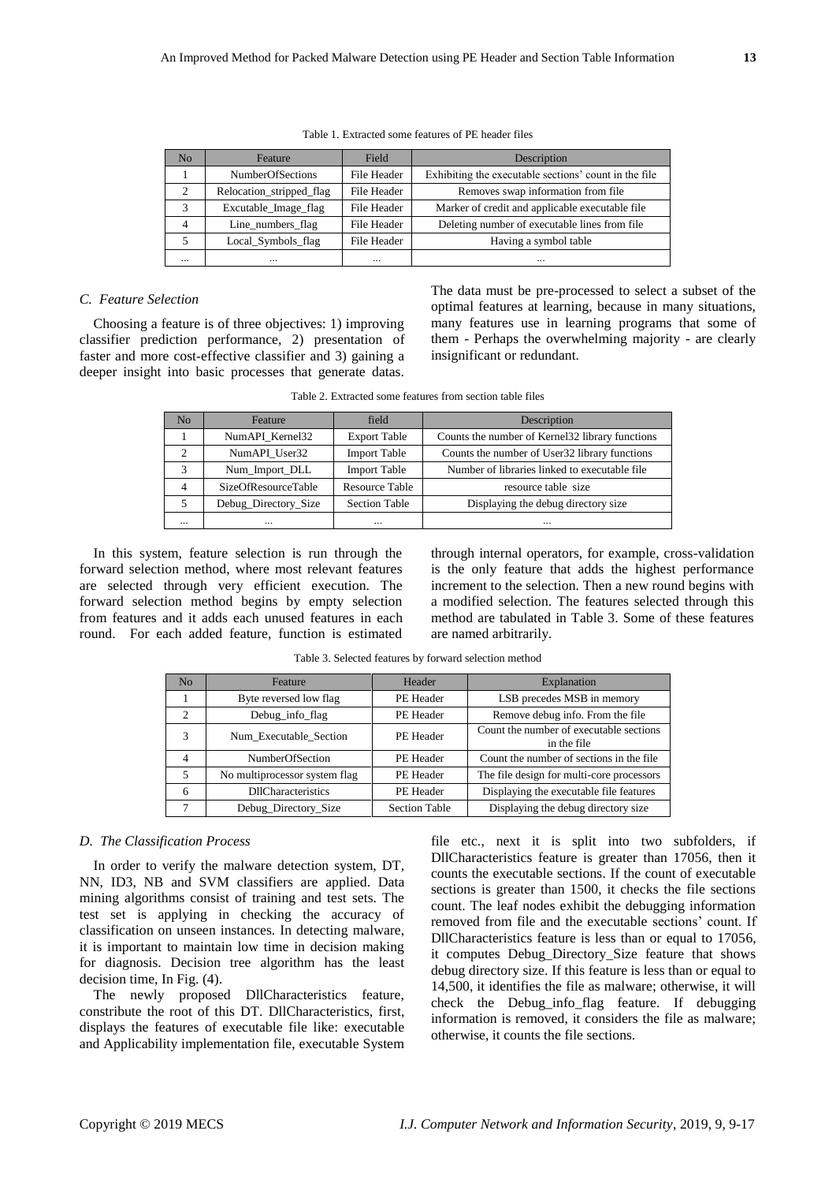Table 1. Extracted some features of PE header files

| No | Feature | Field | Description |
|---|---|---|---|
| 1 | NumberOfSections | File Header | Exhibiting the executable sections' count in the file |
| 2 | Relocation_stripped_flag | File Header | Removes swap information from file |
| 3 | Excutable_Image_flag | File Header | Marker of credit and applicable executable file |
| 4 | Line_numbers_flag | File Header | Deleting number of executable lines from file |
| 5 | Local_Symbols_flag | File Header | Having a symbol table |
| ... | ... | ... | ... |

### C. Feature Selection

Choosing a feature is of three objectives: 1) improving classifier prediction performance, 2) presentation of faster and more cost-effective classifier and 3) gaining a deeper insight into basic processes that generate datas. The data must be pre-processed to select a subset of the optimal features at learning, because in many situations, many features use in learning programs that some of them - Perhaps the overwhelming majority - are clearly insignificant or redundant.

Table 2. Extracted some features from section table files

| No | Feature | field | Description |
|---|---|---|---|
| 1 | NumAPI_Kernel32 | Export Table | Counts the number of Kernel32 library functions |
| 2 | NumAPI_User32 | Import Table | Counts the number of User32 library functions |
| 3 | Num_Import_DLL | Import Table | Number of libraries linked to executable file |
| 4 | SizeOfResourceTable | Resource Table | resource table size |
| 5 | Debug_Directory_Size | Section Table | Displaying the debug directory size |
| ... | ... | ... | ... |

In this system, feature selection is run through the forward selection method, where most relevant features are selected through very efficient execution. The forward selection method begins by empty selection from features and it adds each unused features in each round. For each added feature, function is estimated through internal operators, for example, cross-validation is the only feature that adds the highest performance increment to the selection. Then a new round begins with a modified selection. The features selected through this method are tabulated in Table 3. Some of these features are named arbitrarily.

Table 3. Selected features by forward selection method

| No | Feature | Header | Explanation |
|---|---|---|---|
| 1 | Byte reversed low flag | PE Header | LSB precedes MSB in memory |
| 2 | Debug_info_flag | PE Header | Remove debug info. From the file |
| 3 | Num_Executable_Section | PE Header | Count the number of executable sections in the file |
| 4 | NumberOfSection | PE Header | Count the number of sections in the file |
| 5 | No multiprocessor system flag | PE Header | The file design for multi-core processors |
| 6 | DllCharacteristics | PE Header | Displaying the executable file features |
| 7 | Debug_Directory_Size | Section Table | Displaying the debug directory size |

### D. The Classification Process

In order to verify the malware detection system, DT, NN, ID3, NB and SVM classifiers are applied. Data mining algorithms consist of training and test sets. The test set is applying in checking the accuracy of classification on unseen instances. In detecting malware, it is important to maintain low time in decision making for diagnosis. Decision tree algorithm has the least decision time, In Fig. (4).

The newly proposed DllCharacteristics feature, constribute the root of this DT. DllCharacteristics, first, displays the features of executable file like: executable and Applicability implementation file, executable System file etc., next it is split into two subfolders, if DllCharacteristics feature is greater than 17056, then it counts the executable sections. If the count of executable sections is greater than 1500, it checks the file sections count. The leaf nodes exhibit the debugging information removed from file and the executable sections' count. If DllCharacteristics feature is less than or equal to 17056, it computes Debug_Directory_Size feature that shows debug directory size. If this feature is less than or equal to 14,500, it identifies the file as malware; otherwise, it will check the Debug_info_flag feature. If debugging information is removed, it considers the file as malware; otherwise, it counts the file sections.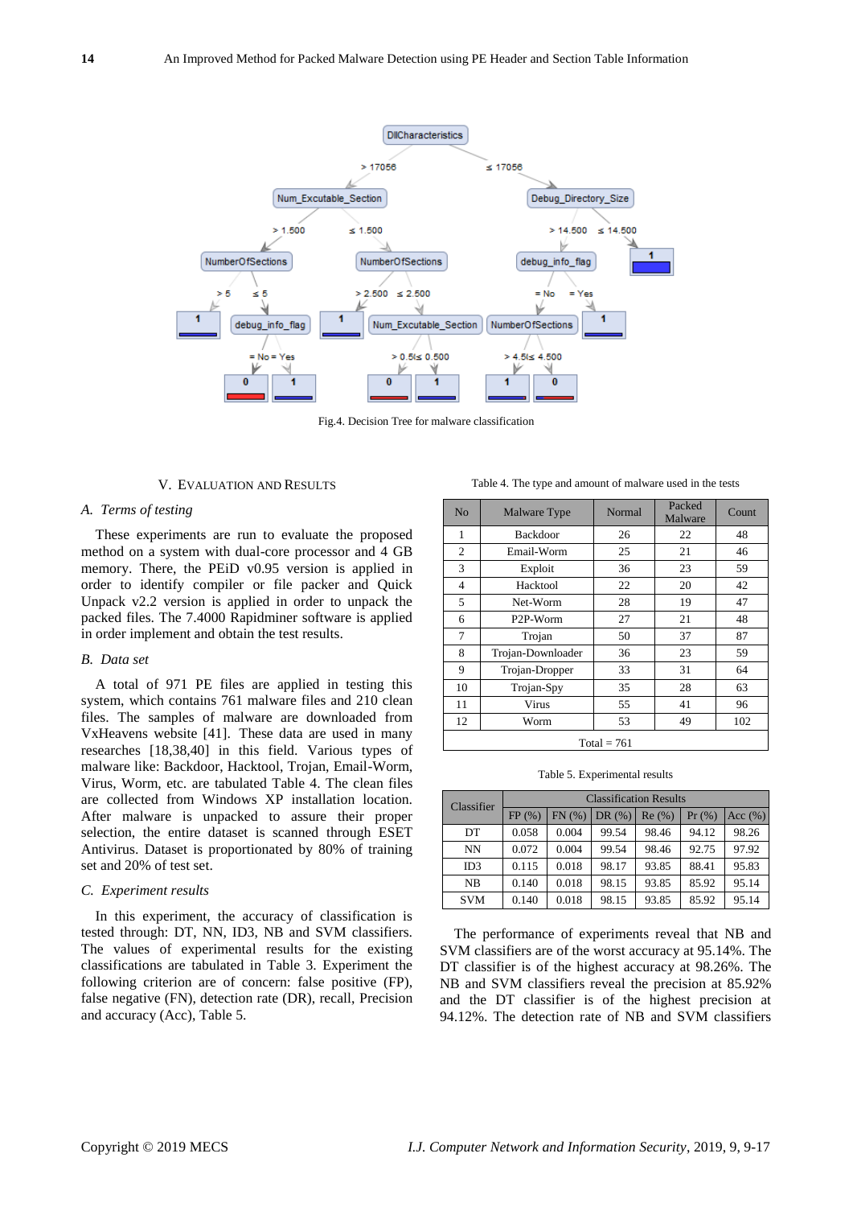Fig.4. Decision Tree for malware classification

## V. Evaluation and Results

### A. Terms of testing

These experiments are run to evaluate the proposed method on a system with dual-core processor and 4 GB memory. There, the PEiD v0.95 version is applied in order to identify compiler or file packer and Quick Unpack v2.2 version is applied in order to unpack the packed files. The 7.4000 Rapidminer software is applied in order implement and obtain the test results.

### B. Data set

A total of 971 PE files are applied in testing this system, which contains 761 malware files and 210 clean files. The samples of malware are downloaded from VxHeavens website [41]. These data are used in many researches [18,38,40] in this field. Various types of malware like: Backdoor, Hacktool, Trojan, Email-Worm, Virus, Worm, etc. are tabulated Table 4. The clean files are collected from Windows XP installation location. After malware is unpacked to assure their proper selection, the entire dataset is scanned through ESET Antivirus. Dataset is proportionated by 80% of training set and 20% of test set.

### C. Experiment results

In this experiment, the accuracy of classification is tested through: DT, NN, ID3, NB and SVM classifiers. The values of experimental results for the existing classifications are tabulated in Table 3. Experiment the following criterion are of concern: false positive (FP), false negative (FN), detection rate (DR), recall, Precision and accuracy (Acc), Table 5.

Table 4. The type and amount of malware used in the tests

| No | Malware Type | Normal | Packed Malware | Count |
|---|---|---|---|---|
| 1 | Backdoor | 26 | 22 | 48 |
| 2 | Email-Worm | 25 | 21 | 46 |
| 3 | Exploit | 36 | 23 | 59 |
| 4 | Hacktool | 22 | 20 | 42 |
| 5 | Net-Worm | 28 | 19 | 47 |
| 6 | P2P-Worm | 27 | 21 | 48 |
| 7 | Trojan | 50 | 37 | 87 |
| 8 | Trojan-Downloader | 36 | 23 | 59 |
| 9 | Trojan-Dropper | 33 | 31 | 64 |
| 10 | Trojan-Spy | 35 | 28 | 63 |
| 11 | Virus | 55 | 41 | 96 |
| 12 | Worm | 53 | 49 | 102 |
| Total = 761 | | | | |

Table 5. Experimental results

| Classifier | Classification Results | | | | | |
|---|---|---|---|---|---|---|
| | FP (%) | FN (%) | DR (%) | Re (%) | Pr (%) | Acc (%) |
| DT | 0.058 | 0.004 | 99.54 | 98.46 | 94.12 | 98.26 |
| NN | 0.072 | 0.004 | 99.54 | 98.46 | 92.75 | 97.92 |
| ID3 | 0.115 | 0.018 | 98.17 | 93.85 | 88.41 | 95.83 |
| NB | 0.140 | 0.018 | 98.15 | 93.85 | 85.92 | 95.14 |
| SVM | 0.140 | 0.018 | 98.15 | 93.85 | 85.92 | 95.14 |

The performance of experiments reveal that NB and SVM classifiers are of the worst accuracy at 95.14%. The DT classifier is of the highest accuracy at 98.26%. The NB and SVM classifiers reveal the precision at 85.92% and the DT classifier is of the highest precision at 94.12%. The detection rate of NB and SVM classifiers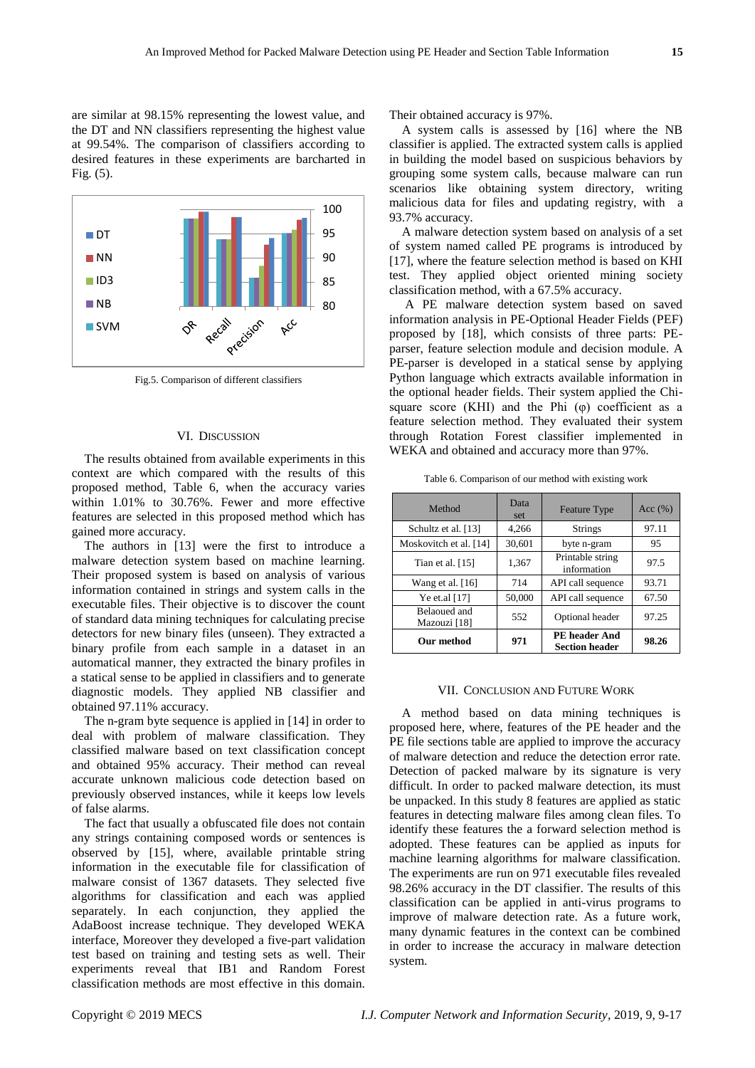are similar at 98.15% representing the lowest value, and the DT and NN classifiers representing the highest value at 99.54%. The comparison of classifiers according to desired features in these experiments are barcharted in Fig. (5).

Fig.5. Comparison of different classifiers

## VI. Discussion

The results obtained from available experiments in this context are which compared with the results of this proposed method, Table 6, when the accuracy varies within 1.01% to 30.76%. Fewer and more effective features are selected in this proposed method which has gained more accuracy.

The authors in [13] were the first to introduce a malware detection system based on machine learning. Their proposed system is based on analysis of various information contained in strings and system calls in the executable files. Their objective is to discover the count of standard data mining techniques for calculating precise detectors for new binary files (unseen). They extracted a binary profile from each sample in a dataset in an automatical manner, they extracted the binary profiles in a statical sense to be applied in classifiers and to generate diagnostic models. They applied NB classifier and obtained 97.11% accuracy.

The n-gram byte sequence is applied in [14] in order to deal with problem of malware classification. They classified malware based on text classification concept and obtained 95% accuracy. Their method can reveal accurate unknown malicious code detection based on previously observed instances, while it keeps low levels of false alarms.

The fact that usually a obfuscated file does not contain any strings containing composed words or sentences is observed by [15], where, available printable string information in the executable file for classification of malware consist of 1367 datasets. They selected five algorithms for classification and each was applied separately. In each conjunction, they applied the AdaBoost increase technique. They developed WEKA interface, Moreover they developed a five-part validation test based on training and testing sets as well. Their experiments reveal that IB1 and Random Forest classification methods are most effective in this domain. Their obtained accuracy is 97%.

A system calls is assessed by [16] where the NB classifier is applied. The extracted system calls is applied in building the model based on suspicious behaviors by grouping some system calls, because malware can run scenarios like obtaining system directory, writing malicious data for files and updating registry, with a 93.7% accuracy.

A malware detection system based on analysis of a set of system named called PE programs is introduced by [17], where the feature selection method is based on KHI test. They applied object oriented mining society classification method, with a 67.5% accuracy.

A PE malware detection system based on saved information analysis in PE-Optional Header Fields (PEF) proposed by [18], which consists of three parts: PE-parser, feature selection module and decision module. A PE-parser is developed in a statical sense by applying Python language which extracts available information in the optional header fields. Their system applied the Chi-square score (KHI) and the Phi (φ) coefficient as a feature selection method. They evaluated their system through Rotation Forest classifier implemented in WEKA and obtained and accuracy more than 97%.

Table 6. Comparison of our method with existing work

| Method | Data set | Feature Type | Acc (%) |
|---|---|---|---|
| Schultz et al. [13] | 4,266 | Strings | 97.11 |
| Moskovitch et al. [14] | 30,601 | byte n-gram | 95 |
| Tian et al. [15] | 1,367 | Printable string information | 97.5 |
| Wang et al. [16] | 714 | API call sequence | 93.71 |
| Ye et.al [17] | 50,000 | API call sequence | 67.50 |
| Belaoued and Mazouzi [18] | 552 | Optional header | 97.25 |
| **Our method** | **971** | **PE header And Section header** | **98.26** |

## VII. Conclusion and Future Work

A method based on data mining techniques is proposed here, where, features of the PE header and the PE file sections table are applied to improve the accuracy of malware detection and reduce the detection error rate. Detection of packed malware by its signature is very difficult. In order to packed malware detection, its must be unpacked. In this study 8 features are applied as static features in detecting malware files among clean files. To identify these features the a forward selection method is adopted. These features can be applied as inputs for machine learning algorithms for malware classification. The experiments are run on 971 executable files revealed 98.26% accuracy in the DT classifier. The results of this classification can be applied in anti-virus programs to improve of malware detection rate. As a future work, many dynamic features in the context can be combined in order to increase the accuracy in malware detection system.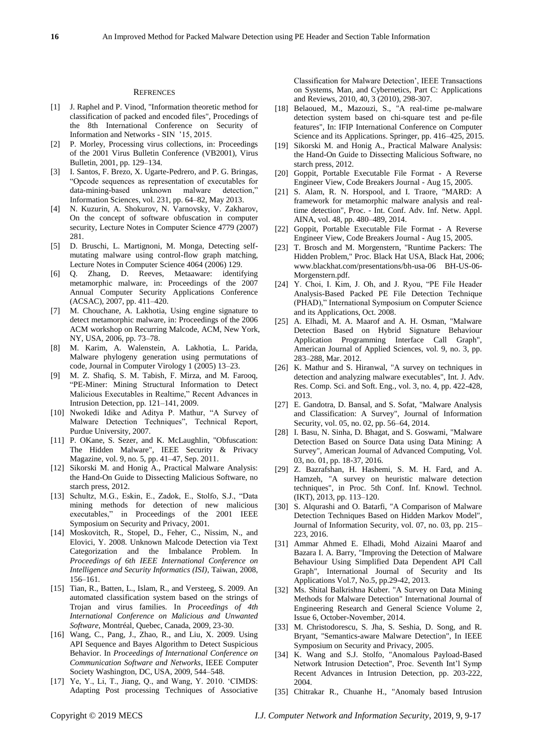## REFRENCES

[1] J. Raphel and P. Vinod, "Information theoretic method for classification of packed and encoded files", Procedings of the 8th International Conference on Security of Information and Networks - SIN '15, 2015.

[2] P. Morley, Processing virus collections, in: Proceedings of the 2001 Virus Bulletin Conference (VB2001), Virus Bulletin, 2001, pp. 129–134.

[3] I. Santos, F. Brezo, X. Ugarte-Pedrero, and P. G. Bringas, "Opcode sequences as representation of executables for data-mining-based unknown malware detection," Information Sciences, vol. 231, pp. 64–82, May 2013.

[4] N. Kuzurin, A. Shokurov, N. Varnovsky, V. Zakharov, On the concept of software obfuscation in computer security, Lecture Notes in Computer Science 4779 (2007) 281.

[5] D. Bruschi, L. Martignoni, M. Monga, Detecting self-mutating malware using control-flow graph matching, Lecture Notes in Computer Science 4064 (2006) 129.

[6] Q. Zhang, D. Reeves, Metaaware: identifying metamorphic malware, in: Proceedings of the 2007 Annual Computer Security Applications Conference (ACSAC), 2007, pp. 411–420.

[7] M. Chouchane, A. Lakhotia, Using engine signature to detect metamorphic malware, in: Proceedings of the 2006 ACM workshop on Recurring Malcode, ACM, New York, NY, USA, 2006, pp. 73–78.

[8] M. Karim, A. Walenstein, A. Lakhotia, L. Parida, Malware phylogeny generation using permutations of code, Journal in Computer Virology 1 (2005) 13–23.

[9] M. Z. Shafiq, S. M. Tabish, F. Mirza, and M. Farooq, "PE-Miner: Mining Structural Information to Detect Malicious Executables in Realtime," Recent Advances in Intrusion Detection, pp. 121–141, 2009.

[10] Nwokedi Idike and Aditya P. Mathur, "A Survey of Malware Detection Techniques", Technical Report, Purdue University, 2007.

[11] P. OKane, S. Sezer, and K. McLaughlin, "Obfuscation: The Hidden Malware", IEEE Security & Privacy Magazine, vol. 9, no. 5, pp. 41–47, Sep. 2011.

[12] Sikorski M. and Honig A., Practical Malware Analysis: the Hand-On Guide to Dissecting Malicious Software, no starch press, 2012.

[13] Schultz, M.G., Eskin, E., Zadok, E., Stolfo, S.J., "Data mining methods for detection of new malicious executables," in Proceedings of the 2001 IEEE Symposium on Security and Privacy, 2001.

[14] Moskovitch, R., Stopel, D., Feher, C., Nissim, N., and Elovici, Y. 2008. Unknown Malcode Detection via Text Categorization and the Imbalance Problem. In *Proceedings of 6th IEEE International Conference on Intelligence and Security Informatics (ISI)*, Taiwan, 2008, 156–161.

[15] Tian, R., Batten, L., Islam, R., and Versteeg, S. 2009. An automated classification system based on the strings of Trojan and virus families. In *Proceedings of 4th International Conference on Malicious and Unwanted Software*, Montréal, Quebec, Canada, 2009, 23-30.

[16] Wang, C., Pang, J., Zhao, R., and Liu, X. 2009. Using API Sequence and Bayes Algorithm to Detect Suspicious Behavior. In *Proceedings of International Conference on Communication Software and Networks*, IEEE Computer Society Washington, DC, USA, 2009, 544–548.

[17] Ye, Y., Li, T., Jiang, Q., and Wang, Y. 2010. 'CIMDS: Adapting Post processing Techniques of Associative Classification for Malware Detection', IEEE Transactions on Systems, Man, and Cybernetics, Part C: Applications and Reviews, 2010, 40, 3 (2010), 298-307.

[18] Belaoued, M., Mazouzi, S., "A real-time pe-malware detection system based on chi-square test and pe-file features", In: IFIP International Conference on Computer Science and its Applications. Springer, pp. 416–425, 2015.

[19] Sikorski M. and Honig A., Practical Malware Analysis: the Hand-On Guide to Dissecting Malicious Software, no starch press, 2012.

[20] Goppit, Portable Executable File Format - A Reverse Engineer View, Code Breakers Journal - Aug 15, 2005.

[21] S. Alam, R. N. Horspool, and I. Traore, "MARD: A framework for metamorphic malware analysis and real-time detection", Proc. - Int. Conf. Adv. Inf. Netw. Appl. AINA, vol. 48, pp. 480–489, 2014.

[22] Goppit, Portable Executable File Format - A Reverse Engineer View, Code Breakers Journal - Aug 15, 2005.

[23] T. Brosch and M. Morgenstern, "Runtime Packers: The Hidden Problem," Proc. Black Hat USA, Black Hat, 2006; www.blackhat.com/presentations/bh-usa-06 BH-US-06-Morgenstern.pdf.

[24] Y. Choi, I. Kim, J. Oh, and J. Ryou, "PE File Header Analysis-Based Packed PE File Detection Technique (PHAD)," International Symposium on Computer Science and its Applications, Oct. 2008.

[25] A. Elhadi, M. A. Maarof and A. H. Osman, "Malware Detection Based on Hybrid Signature Behaviour Application Programming Interface Call Graph", American Journal of Applied Sciences, vol. 9, no. 3, pp. 283–288, Mar. 2012.

[26] K. Mathur and S. Hiranwal, "A survey on techniques in detection and analyzing malware executables", Int. J. Adv. Res. Comp. Sci. and Soft. Eng., vol. 3, no. 4, pp. 422-428, 2013.

[27] E. Gandotra, D. Bansal, and S. Sofat, "Malware Analysis and Classification: A Survey", Journal of Information Security, vol. 05, no. 02, pp. 56–64, 2014.

[28] I. Basu, N. Sinha, D. Bhagat, and S. Goswami, "Malware Detection Based on Source Data using Data Mining: A Survey", American Journal of Advanced Computing, Vol. 03, no. 01, pp. 18-37, 2016.

[29] Z. Bazrafshan, H. Hashemi, S. M. H. Fard, and A. Hamzeh, "A survey on heuristic malware detection techniques", in Proc. 5th Conf. Inf. Knowl. Technol. (IKT), 2013, pp. 113–120.

[30] S. Alqurashi and O. Batarfi, "A Comparison of Malware Detection Techniques Based on Hidden Markov Model", Journal of Information Security, vol. 07, no. 03, pp. 215–223, 2016.

[31] Ammar Ahmed E. Elhadi, Mohd Aizaini Maarof and Bazara I. A. Barry, "Improving the Detection of Malware Behaviour Using Simplified Data Dependent API Call Graph", International Journal of Security and Its Applications Vol.7, No.5, pp.29-42, 2013.

[32] Ms. Shital Balkrishna Kuber. "A Survey on Data Mining Methods for Malware Detection" International Journal of Engineering Research and General Science Volume 2, Issue 6, October-November, 2014.

[33] M. Christodorescu, S. Jha, S. Seshia, D. Song, and R. Bryant, "Semantics-aware Malware Detection", In IEEE Symposium on Security and Privacy, 2005.

[34] K. Wang and S.J. Stolfo, "Anomalous Payload-Based Network Intrusion Detection", Proc. Seventh Int'l Symp Recent Advances in Intrusion Detection, pp. 203-222, 2004.

[35] Chitrakar R., Chuanhe H., "Anomaly based Intrusion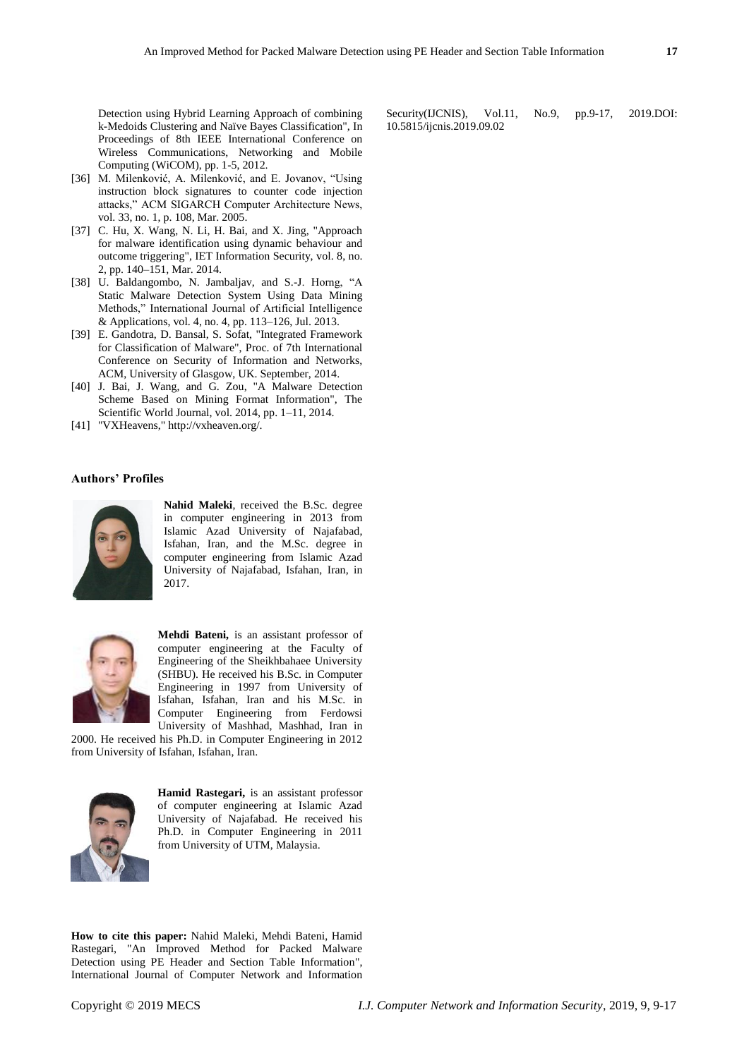Detection using Hybrid Learning Approach of combining k-Medoids Clustering and Naïve Bayes Classification", In Proceedings of 8th IEEE International Conference on Wireless Communications, Networking and Mobile Computing (WiCOM), pp. 1-5, 2012.

[36] M. Milenković, A. Milenković, and E. Jovanov, "Using instruction block signatures to counter code injection attacks," ACM SIGARCH Computer Architecture News, vol. 33, no. 1, p. 108, Mar. 2005.

[37] C. Hu, X. Wang, N. Li, H. Bai, and X. Jing, "Approach for malware identification using dynamic behaviour and outcome triggering", IET Information Security, vol. 8, no. 2, pp. 140–151, Mar. 2014.

[38] U. Baldangombo, N. Jambaljav, and S.-J. Horng, "A Static Malware Detection System Using Data Mining Methods," International Journal of Artificial Intelligence & Applications, vol. 4, no. 4, pp. 113–126, Jul. 2013.

[39] E. Gandotra, D. Bansal, S. Sofat, "Integrated Framework for Classification of Malware", Proc. of 7th International Conference on Security of Information and Networks, ACM, University of Glasgow, UK. September, 2014.

[40] J. Bai, J. Wang, and G. Zou, "A Malware Detection Scheme Based on Mining Format Information", The Scientific World Journal, vol. 2014, pp. 1–11, 2014.

[41] "VXHeavens," http://vxheaven.org/.

### Authors' Profiles

**Nahid Maleki**, received the B.Sc. degree in computer engineering in 2013 from Islamic Azad University of Najafabad, Isfahan, Iran, and the M.Sc. degree in computer engineering from Islamic Azad University of Najafabad, Isfahan, Iran, in 2017.

**Mehdi Bateni,** is an assistant professor of computer engineering at the Faculty of Engineering of the Sheikhbahaee University (SHBU). He received his B.Sc. in Computer Engineering in 1997 from University of Isfahan, Isfahan, Iran and his M.Sc. in Computer Engineering from Ferdowsi University of Mashhad, Mashhad, Iran in 2000. He received his Ph.D. in Computer Engineering in 2012 from University of Isfahan, Isfahan, Iran.

**Hamid Rastegari,** is an assistant professor of computer engineering at Islamic Azad University of Najafabad. He received his Ph.D. in Computer Engineering in 2011 from University of UTM, Malaysia.

**How to cite this paper:** Nahid Maleki, Mehdi Bateni, Hamid Rastegari, "An Improved Method for Packed Malware Detection using PE Header and Section Table Information", International Journal of Computer Network and Information Security(IJCNIS), Vol.11, No.9, pp.9-17, 2019.DOI: 10.5815/ijcnis.2019.09.02